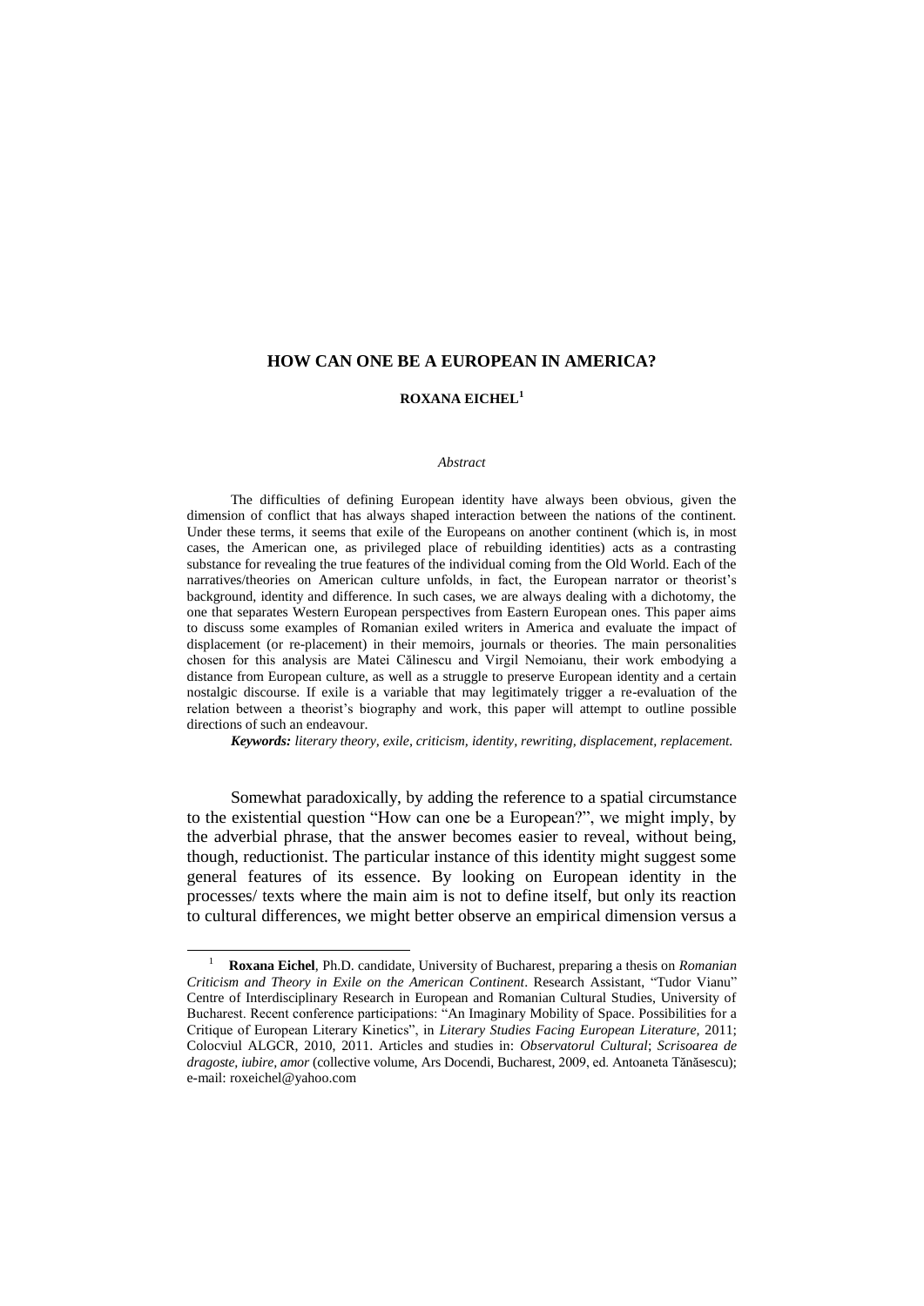# HOW CAN ONE BE A EUROPEAN IN AMERICA?

**ROXANA EICHEL**[1]

*Abstract*

The difficulties of defining European identity have always been obvious, given the dimension of conflict that has always shaped interaction between the nations of the continent. Under these terms, it seems that exile of the Europeans on another continent (which is, in most cases, the American one, as privileged place of rebuilding identities) acts as a contrasting substance for revealing the true features of the individual coming from the Old World. Each of the narratives/theories on American culture unfolds, in fact, the European narrator or theorist's background, identity and difference. In such cases, we are always dealing with a dichotomy, the one that separates Western European perspectives from Eastern European ones. This paper aims to discuss some examples of Romanian exiled writers in America and evaluate the impact of displacement (or re-placement) in their memoirs, journals or theories. The main personalities chosen for this analysis are Matei Călinescu and Virgil Nemoianu, their work embodying a distance from European culture, as well as a struggle to preserve European identity and a certain nostalgic discourse. If exile is a variable that may legitimately trigger a re-evaluation of the relation between a theorist's biography and work, this paper will attempt to outline possible directions of such an endeavour.

***Keywords:*** *literary theory, exile, criticism, identity, rewriting, displacement, replacement.*

Somewhat paradoxically, by adding the reference to a spatial circumstance to the existential question "How can one be a European?", we might imply, by the adverbial phrase, that the answer becomes easier to reveal, without being, though, reductionist. The particular instance of this identity might suggest some general features of its essence. By looking on European identity in the processes/ texts where the main aim is not to define itself, but only its reaction to cultural differences, we might better observe an empirical dimension versus a

---

[1] **Roxana Eichel**, Ph.D. candidate, University of Bucharest, preparing a thesis on *Romanian Criticism and Theory in Exile on the American Continent*. Research Assistant, "Tudor Vianu" Centre of Interdisciplinary Research in European and Romanian Cultural Studies, University of Bucharest. Recent conference participations: "An Imaginary Mobility of Space. Possibilities for a Critique of European Literary Kinetics", in *Literary Studies Facing European Literature,* 2011; Colocviul ALGCR, 2010, 2011. Articles and studies in: *Observatorul Cultural*; *Scrisoarea de dragoste, iubire, amor* (collective volume, Ars Docendi, Bucharest, 2009, ed. Antoaneta Tănăsescu); e-mail: roxeichel@yahoo.com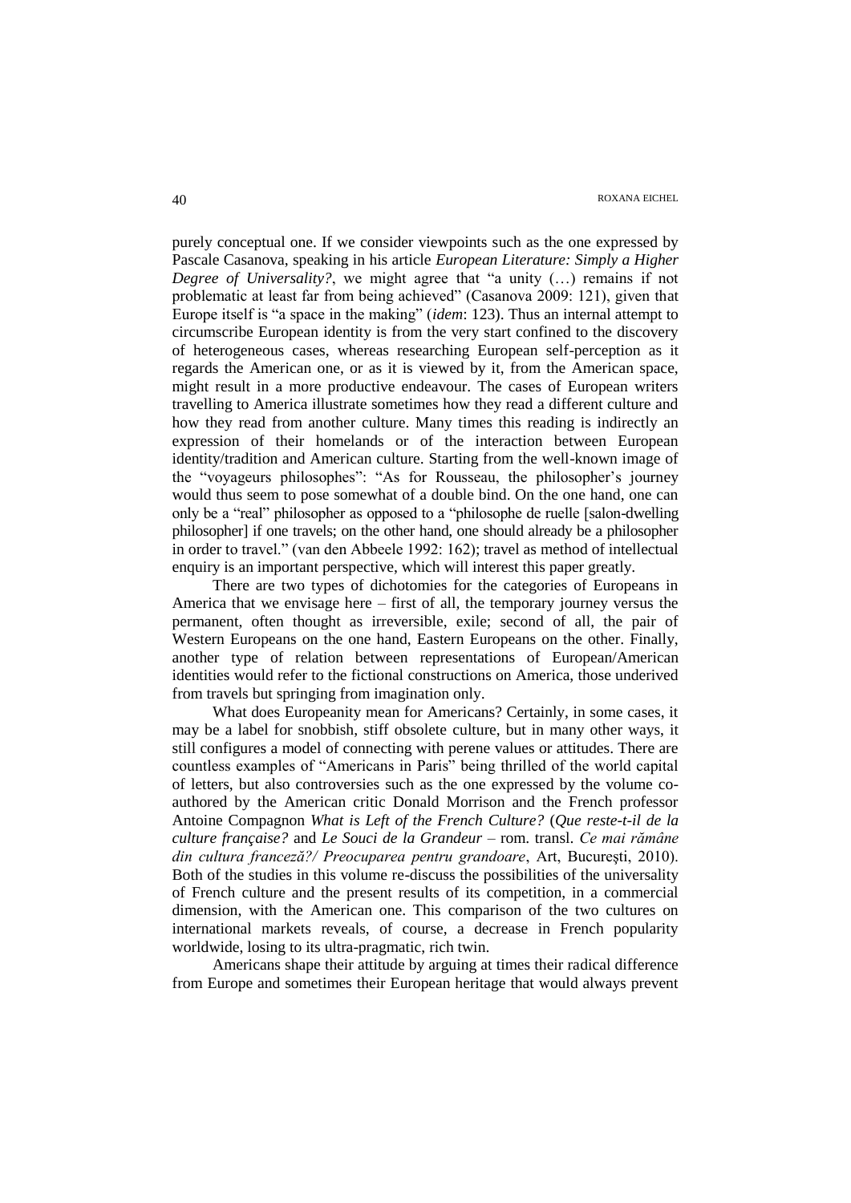purely conceptual one. If we consider viewpoints such as the one expressed by Pascale Casanova, speaking in his article *European Literature: Simply a Higher Degree of Universality?*, we might agree that "a unity (…) remains if not problematic at least far from being achieved" (Casanova 2009: 121), given that Europe itself is "a space in the making" (*idem*: 123). Thus an internal attempt to circumscribe European identity is from the very start confined to the discovery of heterogeneous cases, whereas researching European self-perception as it regards the American one, or as it is viewed by it, from the American space, might result in a more productive endeavour. The cases of European writers travelling to America illustrate sometimes how they read a different culture and how they read from another culture. Many times this reading is indirectly an expression of their homelands or of the interaction between European identity/tradition and American culture. Starting from the well-known image of the "voyageurs philosophes": "As for Rousseau, the philosopher's journey would thus seem to pose somewhat of a double bind. On the one hand, one can only be a "real" philosopher as opposed to a "philosophe de ruelle [salon-dwelling philosopher] if one travels; on the other hand, one should already be a philosopher in order to travel." (van den Abbeele 1992: 162); travel as method of intellectual enquiry is an important perspective, which will interest this paper greatly.

There are two types of dichotomies for the categories of Europeans in America that we envisage here – first of all, the temporary journey versus the permanent, often thought as irreversible, exile; second of all, the pair of Western Europeans on the one hand, Eastern Europeans on the other. Finally, another type of relation between representations of European/American identities would refer to the fictional constructions on America, those underived from travels but springing from imagination only.

What does Europeanity mean for Americans? Certainly, in some cases, it may be a label for snobbish, stiff obsolete culture, but in many other ways, it still configures a model of connecting with perene values or attitudes. There are countless examples of "Americans in Paris" being thrilled of the world capital of letters, but also controversies such as the one expressed by the volume co-authored by the American critic Donald Morrison and the French professor Antoine Compagnon *What is Left of the French Culture?* (*Que reste-t-il de la culture française?* and *Le Souci de la Grandeur* – rom. transl. *Ce mai rămâne din cultura franceză?/ Preocuparea pentru grandoare*, Art, Bucureşti, 2010). Both of the studies in this volume re-discuss the possibilities of the universality of French culture and the present results of its competition, in a commercial dimension, with the American one. This comparison of the two cultures on international markets reveals, of course, a decrease in French popularity worldwide, losing to its ultra-pragmatic, rich twin.

Americans shape their attitude by arguing at times their radical difference from Europe and sometimes their European heritage that would always prevent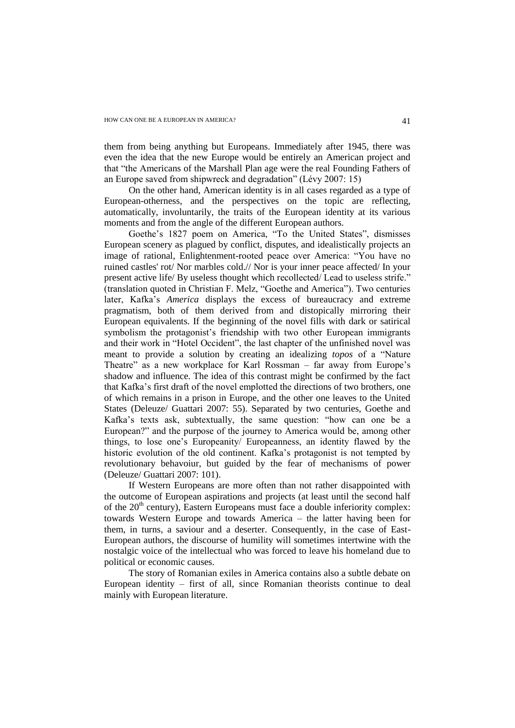them from being anything but Europeans. Immediately after 1945, there was even the idea that the new Europe would be entirely an American project and that "the Americans of the Marshall Plan age were the real Founding Fathers of an Europe saved from shipwreck and degradation" (Lévy 2007: 15)

On the other hand, American identity is in all cases regarded as a type of European-otherness, and the perspectives on the topic are reflecting, automatically, involuntarily, the traits of the European identity at its various moments and from the angle of the different European authors.

Goethe's 1827 poem on America, "To the United States", dismisses European scenery as plagued by conflict, disputes, and idealistically projects an image of rational, Enlightenment-rooted peace over America: "You have no ruined castles' rot/ Nor marbles cold.// Nor is your inner peace affected/ In your present active life/ By useless thought which recollected/ Lead to useless strife." (translation quoted in Christian F. Melz, "Goethe and America"). Two centuries later, Kafka's *America* displays the excess of bureaucracy and extreme pragmatism, both of them derived from and distopically mirroring their European equivalents. If the beginning of the novel fills with dark or satirical symbolism the protagonist's friendship with two other European immigrants and their work in "Hotel Occident", the last chapter of the unfinished novel was meant to provide a solution by creating an idealizing *topos* of a "Nature Theatre" as a new workplace for Karl Rossman – far away from Europe's shadow and influence. The idea of this contrast might be confirmed by the fact that Kafka's first draft of the novel emplotted the directions of two brothers, one of which remains in a prison in Europe, and the other one leaves to the United States (Deleuze/ Guattari 2007: 55). Separated by two centuries, Goethe and Kafka's texts ask, subtextually, the same question: "how can one be a European?" and the purpose of the journey to America would be, among other things, to lose one's Europeanity/ Europeanness, an identity flawed by the historic evolution of the old continent. Kafka's protagonist is not tempted by revolutionary behavoiur, but guided by the fear of mechanisms of power (Deleuze/ Guattari 2007: 101).

If Western Europeans are more often than not rather disappointed with the outcome of European aspirations and projects (at least until the second half of the 20th century), Eastern Europeans must face a double inferiority complex: towards Western Europe and towards America – the latter having been for them, in turns, a saviour and a deserter. Consequently, in the case of East-European authors, the discourse of humility will sometimes intertwine with the nostalgic voice of the intellectual who was forced to leave his homeland due to political or economic causes.

The story of Romanian exiles in America contains also a subtle debate on European identity – first of all, since Romanian theorists continue to deal mainly with European literature.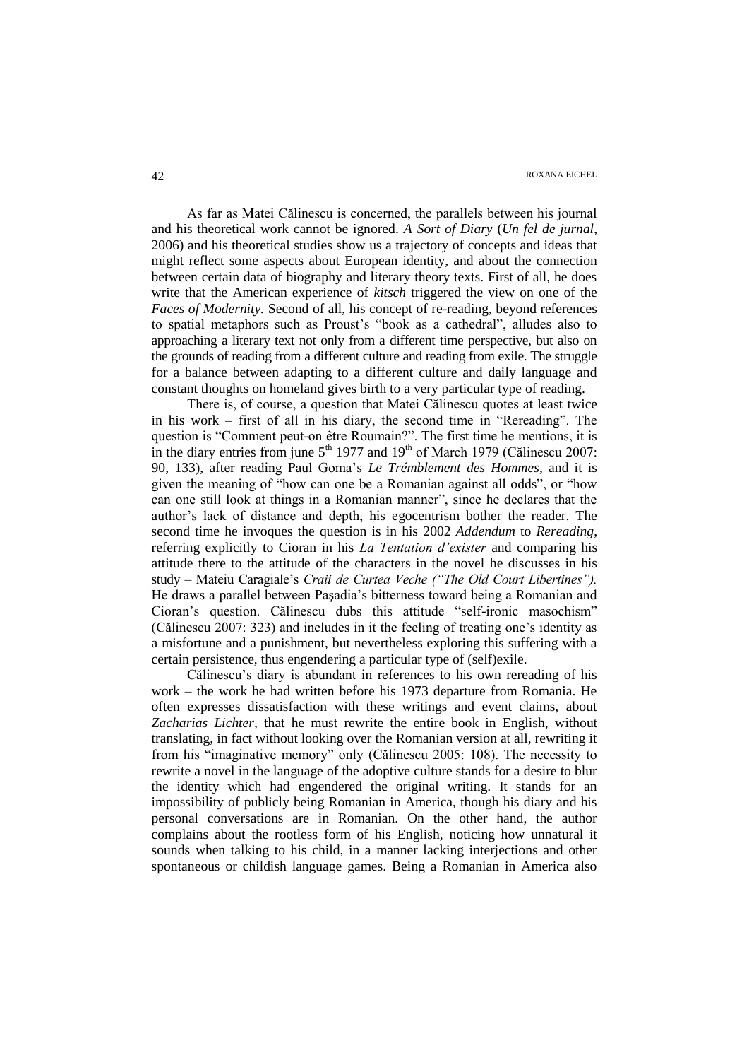As far as Matei Călinescu is concerned, the parallels between his journal and his theoretical work cannot be ignored. *A Sort of Diary* (*Un fel de jurnal*, 2006) and his theoretical studies show us a trajectory of concepts and ideas that might reflect some aspects about European identity, and about the connection between certain data of biography and literary theory texts. First of all, he does write that the American experience of *kitsch* triggered the view on one of the *Faces of Modernity.* Second of all, his concept of re-reading, beyond references to spatial metaphors such as Proust's "book as a cathedral", alludes also to approaching a literary text not only from a different time perspective, but also on the grounds of reading from a different culture and reading from exile. The struggle for a balance between adapting to a different culture and daily language and constant thoughts on homeland gives birth to a very particular type of reading.

There is, of course, a question that Matei Călinescu quotes at least twice in his work – first of all in his diary, the second time in "Rereading". The question is "Comment peut-on être Roumain?". The first time he mentions, it is in the diary entries from june 5th 1977 and 19th of March 1979 (Călinescu 2007: 90, 133), after reading Paul Goma's *Le Trémblement des Hommes*, and it is given the meaning of "how can one be a Romanian against all odds", or "how can one still look at things in a Romanian manner", since he declares that the author's lack of distance and depth, his egocentrism bother the reader. The second time he invoques the question is in his 2002 *Addendum* to *Rereading*, referring explicitly to Cioran in his *La Tentation d'exister* and comparing his attitude there to the attitude of the characters in the novel he discusses in his study – Mateiu Caragiale's *Craii de Curtea Veche ("The Old Court Libertines").* He draws a parallel between Paşadia's bitterness toward being a Romanian and Cioran's question. Călinescu dubs this attitude "self-ironic masochism" (Călinescu 2007: 323) and includes in it the feeling of treating one's identity as a misfortune and a punishment, but nevertheless exploring this suffering with a certain persistence, thus engendering a particular type of (self)exile.

Călinescu's diary is abundant in references to his own rereading of his work – the work he had written before his 1973 departure from Romania. He often expresses dissatisfaction with these writings and event claims, about *Zacharias Lichter*, that he must rewrite the entire book in English, without translating, in fact without looking over the Romanian version at all, rewriting it from his "imaginative memory" only (Călinescu 2005: 108). The necessity to rewrite a novel in the language of the adoptive culture stands for a desire to blur the identity which had engendered the original writing. It stands for an impossibility of publicly being Romanian in America, though his diary and his personal conversations are in Romanian. On the other hand, the author complains about the rootless form of his English, noticing how unnatural it sounds when talking to his child, in a manner lacking interjections and other spontaneous or childish language games. Being a Romanian in America also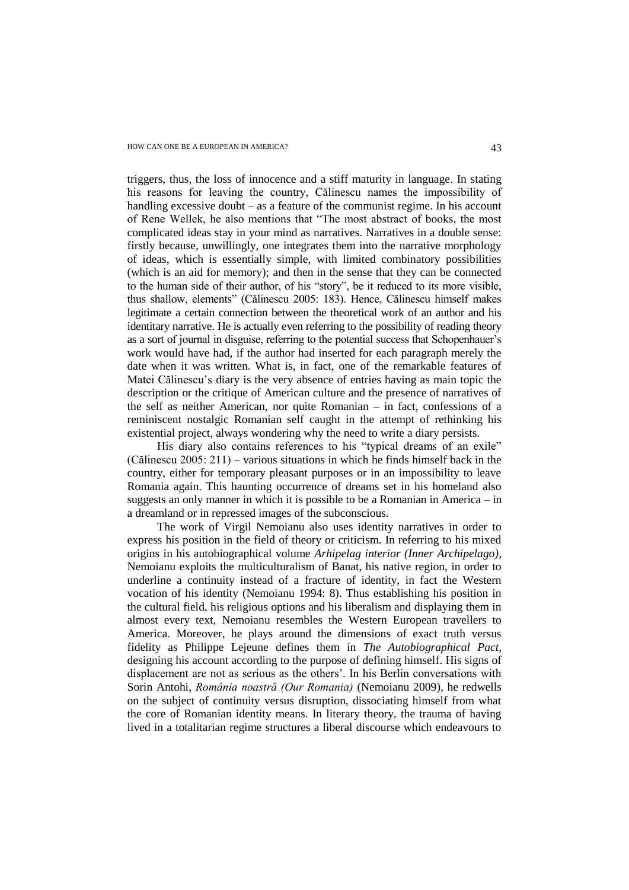triggers, thus, the loss of innocence and a stiff maturity in language. In stating his reasons for leaving the country, Călinescu names the impossibility of handling excessive doubt – as a feature of the communist regime. In his account of Rene Wellek, he also mentions that "The most abstract of books, the most complicated ideas stay in your mind as narratives. Narratives in a double sense: firstly because, unwillingly, one integrates them into the narrative morphology of ideas, which is essentially simple, with limited combinatory possibilities (which is an aid for memory); and then in the sense that they can be connected to the human side of their author, of his "story", be it reduced to its more visible, thus shallow, elements" (Călinescu 2005: 183). Hence, Călinescu himself makes legitimate a certain connection between the theoretical work of an author and his identitary narrative. He is actually even referring to the possibility of reading theory as a sort of journal in disguise, referring to the potential success that Schopenhauer's work would have had, if the author had inserted for each paragraph merely the date when it was written. What is, in fact, one of the remarkable features of Matei Călinescu's diary is the very absence of entries having as main topic the description or the critique of American culture and the presence of narratives of the self as neither American, nor quite Romanian – in fact, confessions of a reminiscent nostalgic Romanian self caught in the attempt of rethinking his existential project, always wondering why the need to write a diary persists.

His diary also contains references to his "typical dreams of an exile" (Călinescu 2005: 211) – various situations in which he finds himself back in the country, either for temporary pleasant purposes or in an impossibility to leave Romania again. This haunting occurrence of dreams set in his homeland also suggests an only manner in which it is possible to be a Romanian in America – in a dreamland or in repressed images of the subconscious.

The work of Virgil Nemoianu also uses identity narratives in order to express his position in the field of theory or criticism. In referring to his mixed origins in his autobiographical volume *Arhipelag interior (Inner Archipelago)*, Nemoianu exploits the multiculturalism of Banat, his native region, in order to underline a continuity instead of a fracture of identity, in fact the Western vocation of his identity (Nemoianu 1994: 8). Thus establishing his position in the cultural field, his religious options and his liberalism and displaying them in almost every text, Nemoianu resembles the Western European travellers to America. Moreover, he plays around the dimensions of exact truth versus fidelity as Philippe Lejeune defines them in *The Autobiographical Pact*, designing his account according to the purpose of defining himself. His signs of displacement are not as serious as the others'. In his Berlin conversations with Sorin Antohi, *România noastră (Our Romania)* (Nemoianu 2009), he redwells on the subject of continuity versus disruption, dissociating himself from what the core of Romanian identity means. In literary theory, the trauma of having lived in a totalitarian regime structures a liberal discourse which endeavours to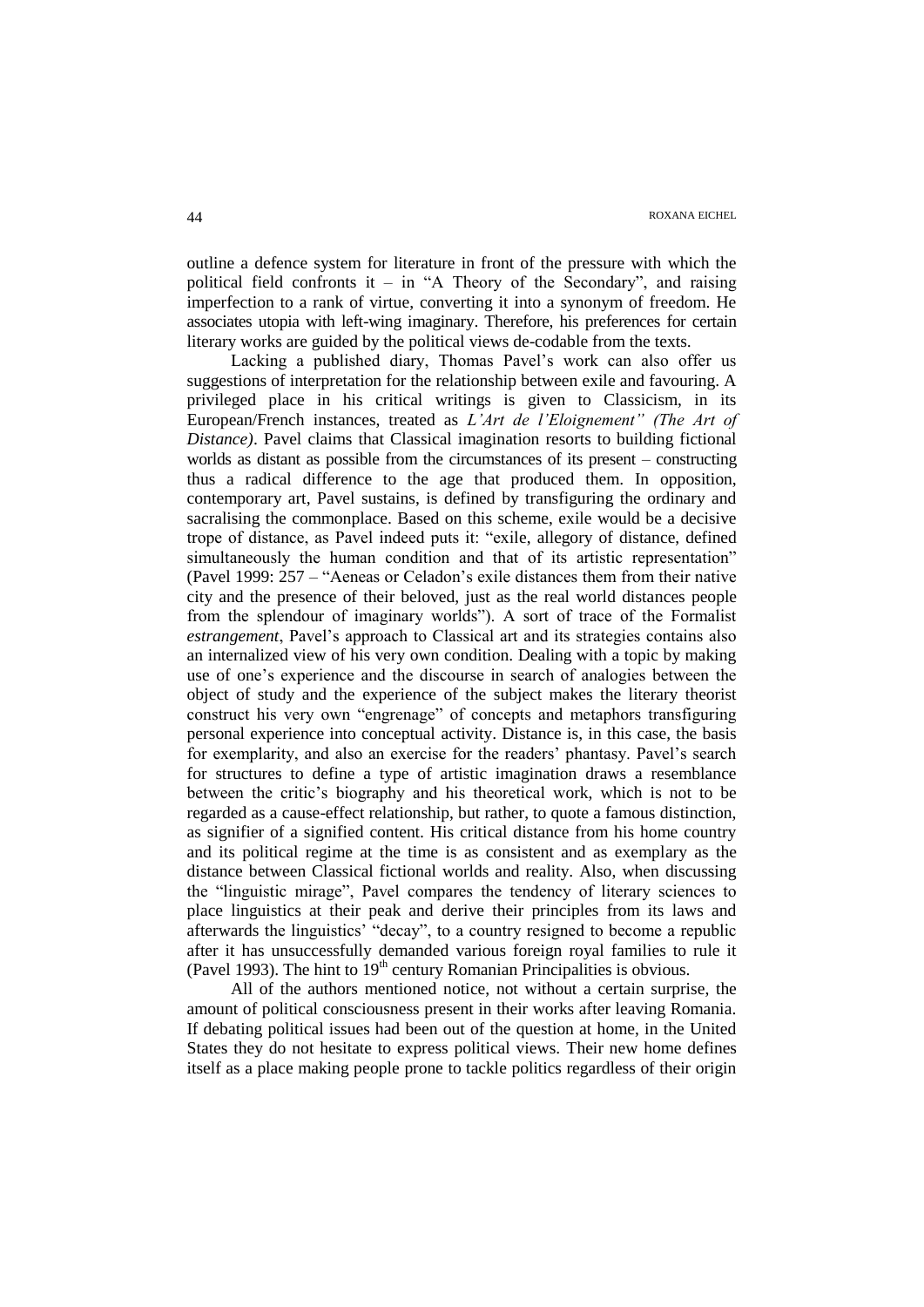outline a defence system for literature in front of the pressure with which the political field confronts it – in "A Theory of the Secondary", and raising imperfection to a rank of virtue, converting it into a synonym of freedom. He associates utopia with left-wing imaginary. Therefore, his preferences for certain literary works are guided by the political views de-codable from the texts.

Lacking a published diary, Thomas Pavel's work can also offer us suggestions of interpretation for the relationship between exile and favouring. A privileged place in his critical writings is given to Classicism, in its European/French instances, treated as *L'Art de l'Eloignement" (The Art of Distance)*. Pavel claims that Classical imagination resorts to building fictional worlds as distant as possible from the circumstances of its present – constructing thus a radical difference to the age that produced them. In opposition, contemporary art, Pavel sustains, is defined by transfiguring the ordinary and sacralising the commonplace. Based on this scheme, exile would be a decisive trope of distance, as Pavel indeed puts it: "exile, allegory of distance, defined simultaneously the human condition and that of its artistic representation" (Pavel 1999: 257 – "Aeneas or Celadon's exile distances them from their native city and the presence of their beloved, just as the real world distances people from the splendour of imaginary worlds"). A sort of trace of the Formalist *estrangement*, Pavel's approach to Classical art and its strategies contains also an internalized view of his very own condition. Dealing with a topic by making use of one's experience and the discourse in search of analogies between the object of study and the experience of the subject makes the literary theorist construct his very own "engrenage" of concepts and metaphors transfiguring personal experience into conceptual activity. Distance is, in this case, the basis for exemplarity, and also an exercise for the readers' phantasy. Pavel's search for structures to define a type of artistic imagination draws a resemblance between the critic's biography and his theoretical work, which is not to be regarded as a cause-effect relationship, but rather, to quote a famous distinction, as signifier of a signified content. His critical distance from his home country and its political regime at the time is as consistent and as exemplary as the distance between Classical fictional worlds and reality. Also, when discussing the "linguistic mirage", Pavel compares the tendency of literary sciences to place linguistics at their peak and derive their principles from its laws and afterwards the linguistics' "decay", to a country resigned to become a republic after it has unsuccessfully demanded various foreign royal families to rule it (Pavel 1993). The hint to 19th century Romanian Principalities is obvious.

All of the authors mentioned notice, not without a certain surprise, the amount of political consciousness present in their works after leaving Romania. If debating political issues had been out of the question at home, in the United States they do not hesitate to express political views. Their new home defines itself as a place making people prone to tackle politics regardless of their origin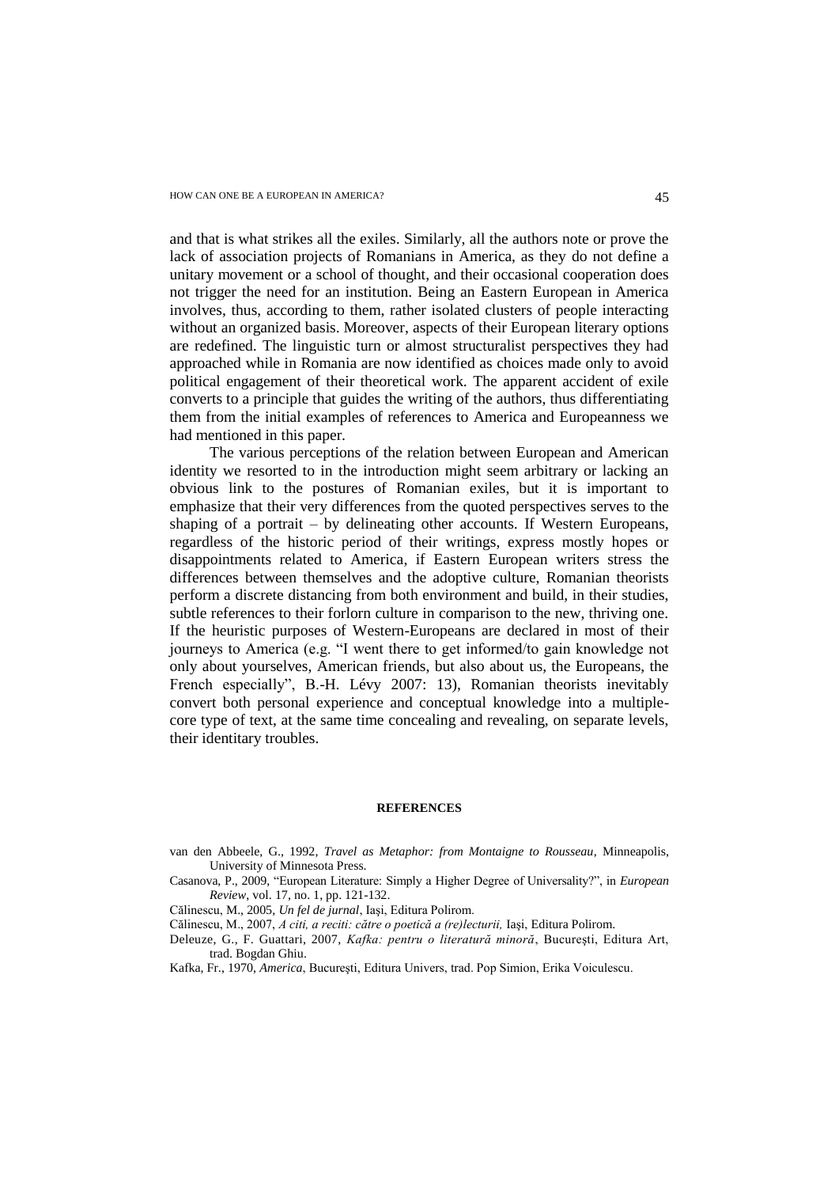and that is what strikes all the exiles. Similarly, all the authors note or prove the lack of association projects of Romanians in America, as they do not define a unitary movement or a school of thought, and their occasional cooperation does not trigger the need for an institution. Being an Eastern European in America involves, thus, according to them, rather isolated clusters of people interacting without an organized basis. Moreover, aspects of their European literary options are redefined. The linguistic turn or almost structuralist perspectives they had approached while in Romania are now identified as choices made only to avoid political engagement of their theoretical work. The apparent accident of exile converts to a principle that guides the writing of the authors, thus differentiating them from the initial examples of references to America and Europeanness we had mentioned in this paper.

The various perceptions of the relation between European and American identity we resorted to in the introduction might seem arbitrary or lacking an obvious link to the postures of Romanian exiles, but it is important to emphasize that their very differences from the quoted perspectives serves to the shaping of a portrait – by delineating other accounts. If Western Europeans, regardless of the historic period of their writings, express mostly hopes or disappointments related to America, if Eastern European writers stress the differences between themselves and the adoptive culture, Romanian theorists perform a discrete distancing from both environment and build, in their studies, subtle references to their forlorn culture in comparison to the new, thriving one. If the heuristic purposes of Western-Europeans are declared in most of their journeys to America (e.g. "I went there to get informed/to gain knowledge not only about yourselves, American friends, but also about us, the Europeans, the French especially", B.-H. Lévy 2007: 13), Romanian theorists inevitably convert both personal experience and conceptual knowledge into a multiple-core type of text, at the same time concealing and revealing, on separate levels, their identitary troubles.

## REFERENCES

van den Abbeele, G., 1992, *Travel as Metaphor: from Montaigne to Rousseau*, Minneapolis, University of Minnesota Press.

Casanova, P., 2009, "European Literature: Simply a Higher Degree of Universality?", in *European Review*, vol. 17, no. 1, pp. 121-132.

Călinescu, M., 2005, *Un fel de jurnal*, Iaşi, Editura Polirom.

Călinescu, M., 2007, *A citi, a reciti: către o poetică a (re)lecturii,* Iaşi, Editura Polirom.

Deleuze, G., F. Guattari, 2007, *Kafka: pentru o literatură minoră*, Bucureşti, Editura Art, trad. Bogdan Ghiu.

Kafka, Fr., 1970, *America*, Bucureşti, Editura Univers, trad. Pop Simion, Erika Voiculescu.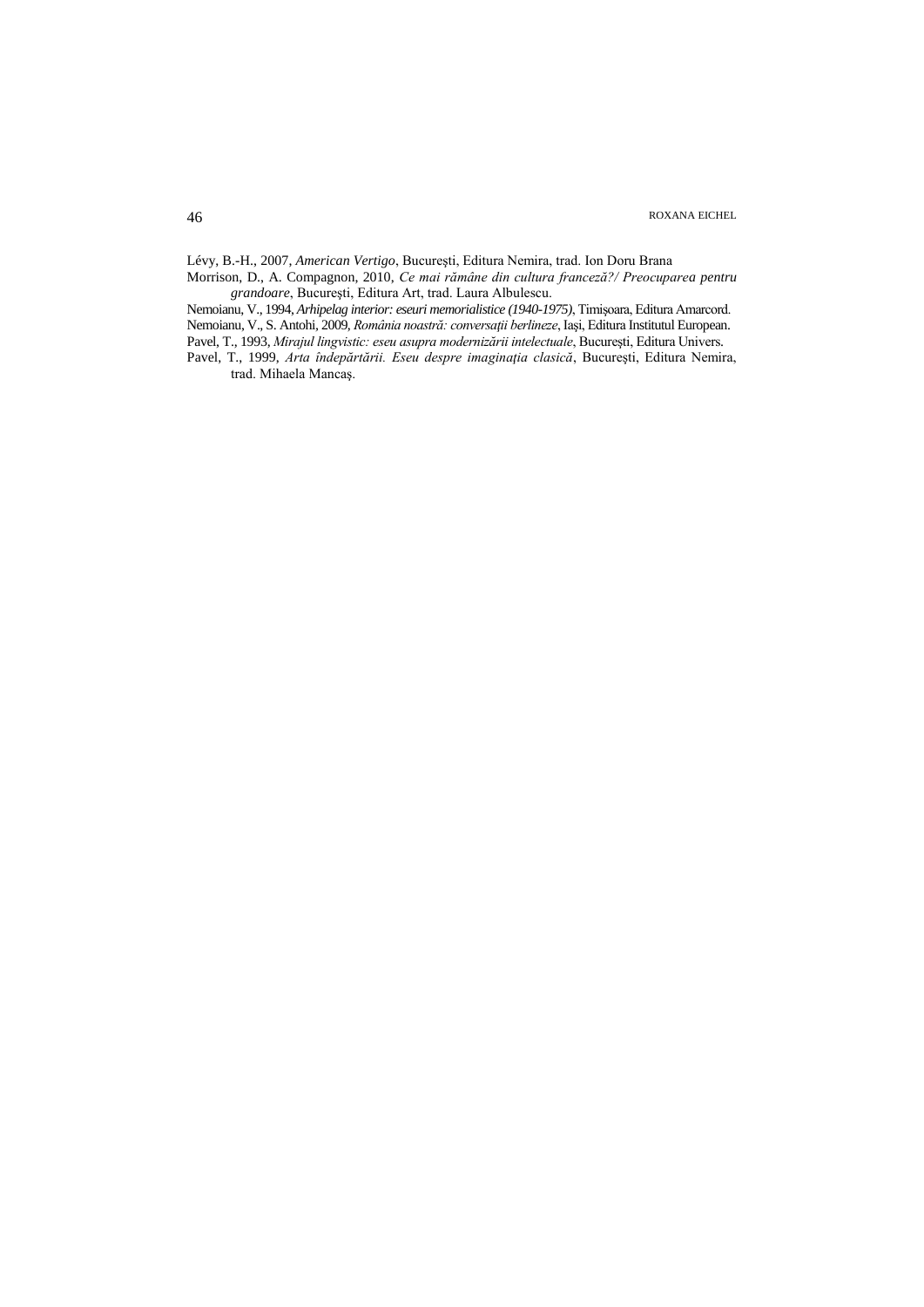Lévy, B.-H., 2007, *American Vertigo*, Bucureşti, Editura Nemira, trad. Ion Doru Brana

Morrison, D., A. Compagnon, 2010, *Ce mai rămâne din cultura franceză?/ Preocuparea pentru grandoare*, Bucureşti, Editura Art, trad. Laura Albulescu.

Nemoianu, V., 1994, *Arhipelag interior: eseuri memorialistice (1940-1975)*, Timişoara, Editura Amarcord.

Nemoianu, V., S. Antohi, 2009, *România noastră: conversaţii berlineze*, Iaşi, Editura Institutul European.

Pavel, T., 1993, *Mirajul lingvistic: eseu asupra modernizării intelectuale*, Bucureşti, Editura Univers.

Pavel, T., 1999, *Arta îndepărtării. Eseu despre imaginaţia clasică*, Bucureşti, Editura Nemira, trad. Mihaela Mancaş.